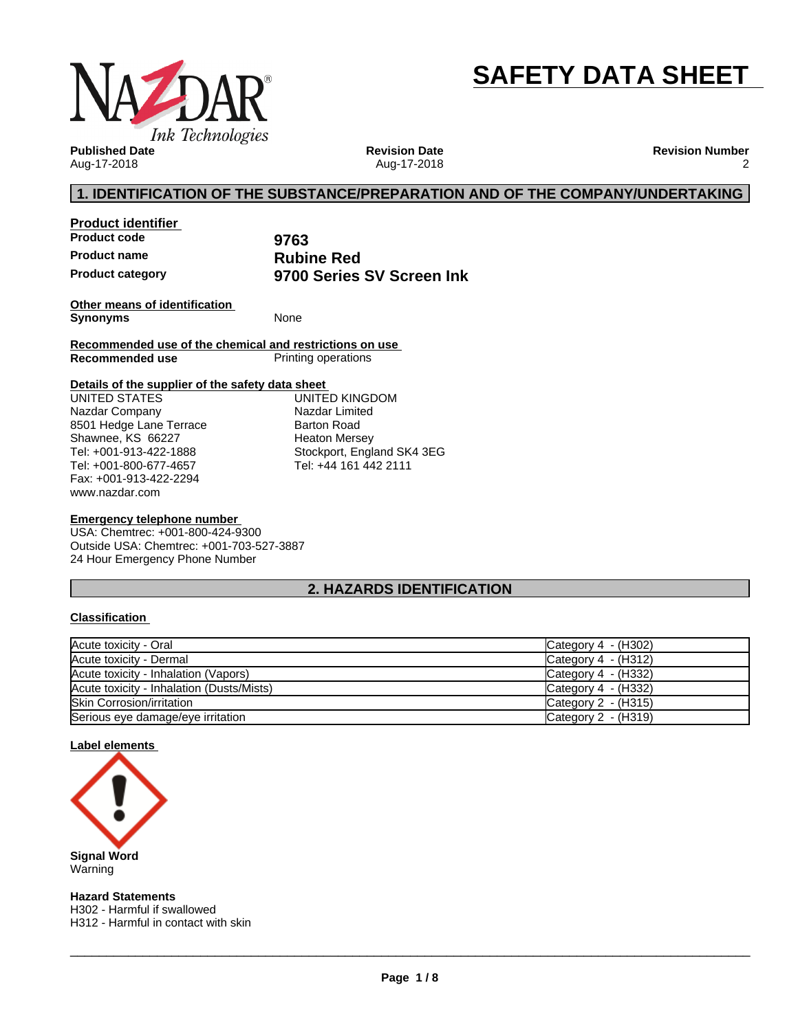# SAFETY DATA SHEET

**Published Date**
Aug-17-2018

**Revision Date**
Aug-17-2018

**Revision Number**
2

## 1. IDENTIFICATION OF THE SUBSTANCE/PREPARATION AND OF THE COMPANY/UNDERTAKING

### Product identifier

| | |
|---|---|
| **Product code** | **9763** |
| **Product name** | **Rubine Red** |
| **Product category** | **9700 Series SV Screen Ink** |

### Other means of identification

**Synonyms** None

### Recommended use of the chemical and restrictions on use

**Recommended use** Printing operations

### Details of the supplier of the safety data sheet

UNITED STATES
Nazdar Company
8501 Hedge Lane Terrace
Shawnee, KS 66227
Tel: +001-913-422-1888
Tel: +001-800-677-4657
Fax: +001-913-422-2294
www.nazdar.com

UNITED KINGDOM
Nazdar Limited
Barton Road
Heaton Mersey
Stockport, England SK4 3EG
Tel: +44 161 442 2111

### Emergency telephone number

USA: Chemtrec: +001-800-424-9300
Outside USA: Chemtrec: +001-703-527-3887
24 Hour Emergency Phone Number

## 2. HAZARDS IDENTIFICATION

### Classification

| | |
|---|---|
| Acute toxicity - Oral | Category 4 - (H302) |
| Acute toxicity - Dermal | Category 4 - (H312) |
| Acute toxicity - Inhalation (Vapors) | Category 4 - (H332) |
| Acute toxicity - Inhalation (Dusts/Mists) | Category 4 - (H332) |
| Skin Corrosion/irritation | Category 2 - (H315) |
| Serious eye damage/eye irritation | Category 2 - (H319) |

### Label elements

**Signal Word**
Warning

**Hazard Statements**
H302 - Harmful if swallowed
H312 - Harmful in contact with skin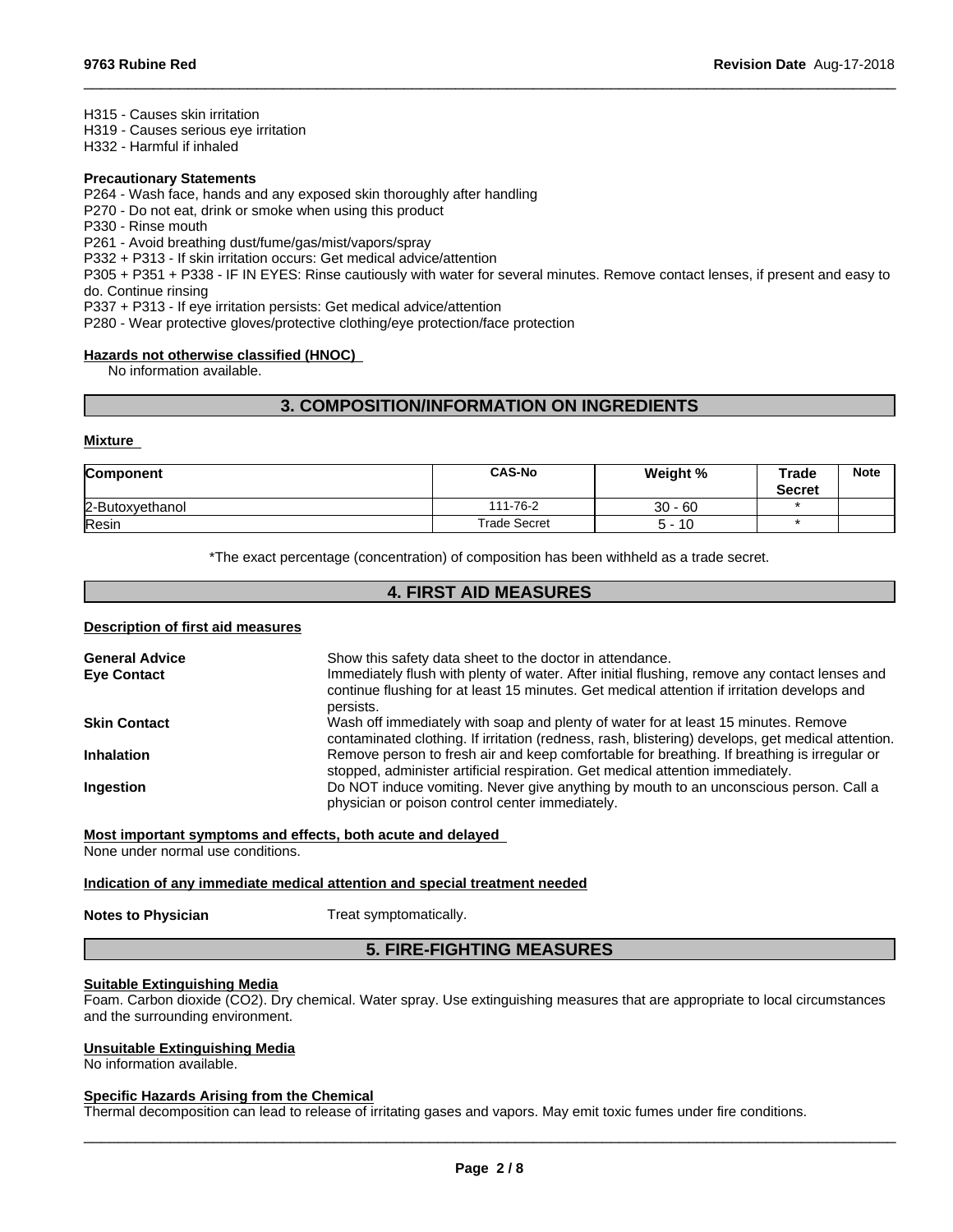H315 - Causes skin irritation
H319 - Causes serious eye irritation
H332 - Harmful if inhaled

**Precautionary Statements**

P264 - Wash face, hands and any exposed skin thoroughly after handling
P270 - Do not eat, drink or smoke when using this product
P330 - Rinse mouth
P261 - Avoid breathing dust/fume/gas/mist/vapors/spray
P332 + P313 - If skin irritation occurs: Get medical advice/attention
P305 + P351 + P338 - IF IN EYES: Rinse cautiously with water for several minutes. Remove contact lenses, if present and easy to do. Continue rinsing
P337 + P313 - If eye irritation persists: Get medical advice/attention
P280 - Wear protective gloves/protective clothing/eye protection/face protection

**Hazards not otherwise classified (HNOC)**

No information available.

## 3. COMPOSITION/INFORMATION ON INGREDIENTS

**Mixture**

| Component | CAS-No | Weight % | Trade Secret | Note |
|---|---|---|---|---|
| 2-Butoxyethanol | 111-76-2 | 30 - 60 | * | |
| Resin | Trade Secret | 5 - 10 | * | |

*The exact percentage (concentration) of composition has been withheld as a trade secret.

## 4. FIRST AID MEASURES

**Description of first aid measures**

**General Advice** Show this safety data sheet to the doctor in attendance.

**Eye Contact** Immediately flush with plenty of water. After initial flushing, remove any contact lenses and continue flushing for at least 15 minutes. Get medical attention if irritation develops and persists.

**Skin Contact** Wash off immediately with soap and plenty of water for at least 15 minutes. Remove contaminated clothing. If irritation (redness, rash, blistering) develops, get medical attention.

**Inhalation** Remove person to fresh air and keep comfortable for breathing. If breathing is irregular or stopped, administer artificial respiration. Get medical attention immediately.

**Ingestion** Do NOT induce vomiting. Never give anything by mouth to an unconscious person. Call a physician or poison control center immediately.

**Most important symptoms and effects, both acute and delayed**

None under normal use conditions.

**Indication of any immediate medical attention and special treatment needed**

**Notes to Physician** Treat symptomatically.

## 5. FIRE-FIGHTING MEASURES

**Suitable Extinguishing Media**

Foam. Carbon dioxide ($CO_2$). Dry chemical. Water spray. Use extinguishing measures that are appropriate to local circumstances and the surrounding environment.

**Unsuitable Extinguishing Media**

No information available.

**Specific Hazards Arising from the Chemical**

Thermal decomposition can lead to release of irritating gases and vapors. May emit toxic fumes under fire conditions.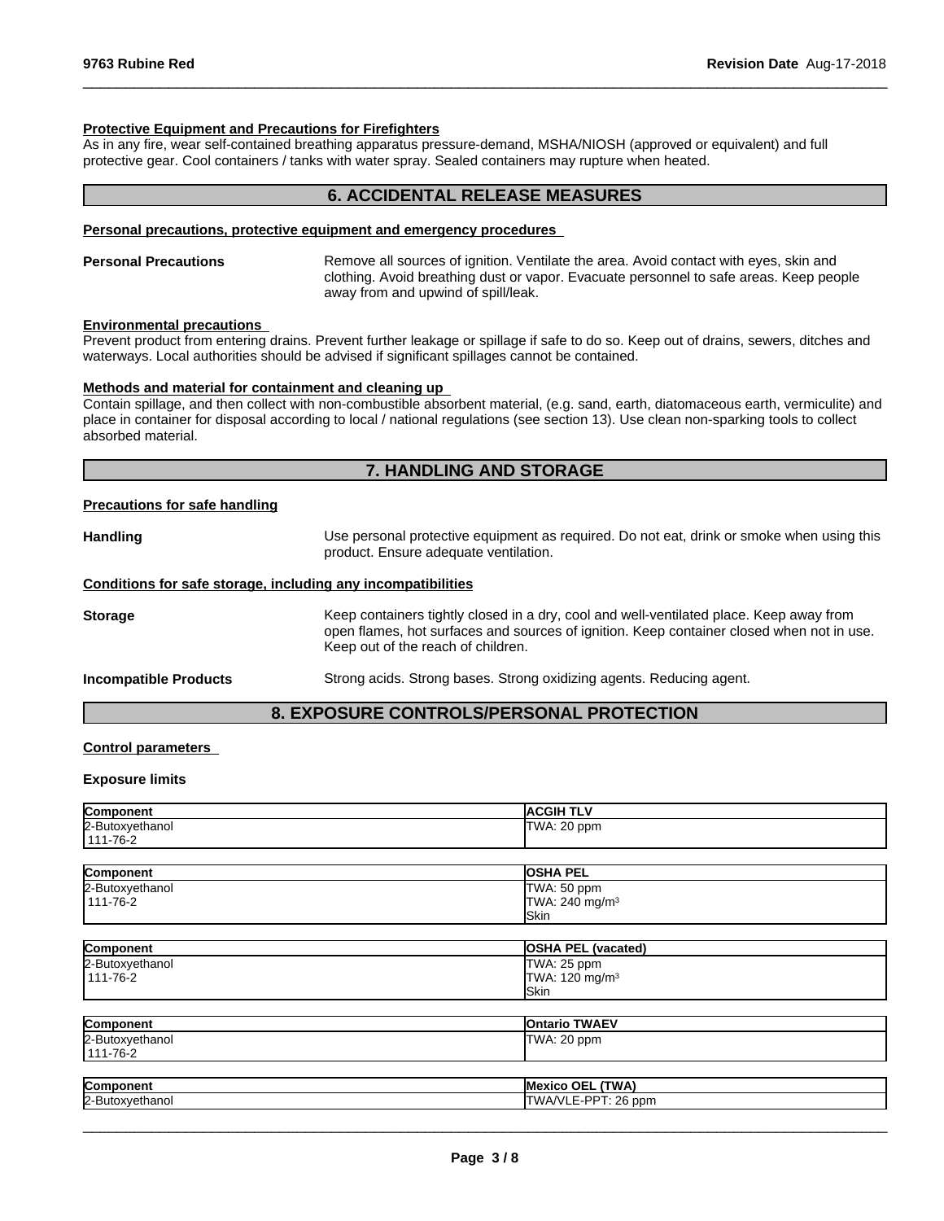**Protective Equipment and Precautions for Firefighters**

As in any fire, wear self-contained breathing apparatus pressure-demand, MSHA/NIOSH (approved or equivalent) and full protective gear. Cool containers / tanks with water spray. Sealed containers may rupture when heated.

## 6. ACCIDENTAL RELEASE MEASURES

**Personal precautions, protective equipment and emergency procedures**

**Personal Precautions** — Remove all sources of ignition. Ventilate the area. Avoid contact with eyes, skin and clothing. Avoid breathing dust or vapor. Evacuate personnel to safe areas. Keep people away from and upwind of spill/leak.

**Environmental precautions**

Prevent product from entering drains. Prevent further leakage or spillage if safe to do so. Keep out of drains, sewers, ditches and waterways. Local authorities should be advised if significant spillages cannot be contained.

**Methods and material for containment and cleaning up**

Contain spillage, and then collect with non-combustible absorbent material, (e.g. sand, earth, diatomaceous earth, vermiculite) and place in container for disposal according to local / national regulations (see section 13). Use clean non-sparking tools to collect absorbed material.

## 7. HANDLING AND STORAGE

**Precautions for safe handling**

**Handling** — Use personal protective equipment as required. Do not eat, drink or smoke when using this product. Ensure adequate ventilation.

**Conditions for safe storage, including any incompatibilities**

**Storage** — Keep containers tightly closed in a dry, cool and well-ventilated place. Keep away from open flames, hot surfaces and sources of ignition. Keep container closed when not in use. Keep out of the reach of children.

**Incompatible Products** — Strong acids. Strong bases. Strong oxidizing agents. Reducing agent.

## 8. EXPOSURE CONTROLS/PERSONAL PROTECTION

**Control parameters**

**Exposure limits**

| Component | ACGIH TLV |
|---|---|
| 2-Butoxyethanol<br>111-76-2 | TWA: 20 ppm |

| Component | OSHA PEL |
|---|---|
| 2-Butoxyethanol<br>111-76-2 | TWA: 50 ppm<br>TWA: 240 mg/m³<br>Skin |

| Component | OSHA PEL (vacated) |
|---|---|
| 2-Butoxyethanol<br>111-76-2 | TWA: 25 ppm<br>TWA: 120 mg/m³<br>Skin |

| Component | Ontario TWAEV |
|---|---|
| 2-Butoxyethanol<br>111-76-2 | TWA: 20 ppm |

| Component | Mexico OEL (TWA) |
|---|---|
| 2-Butoxyethanol | TWA/VLE-PPT: 26 ppm |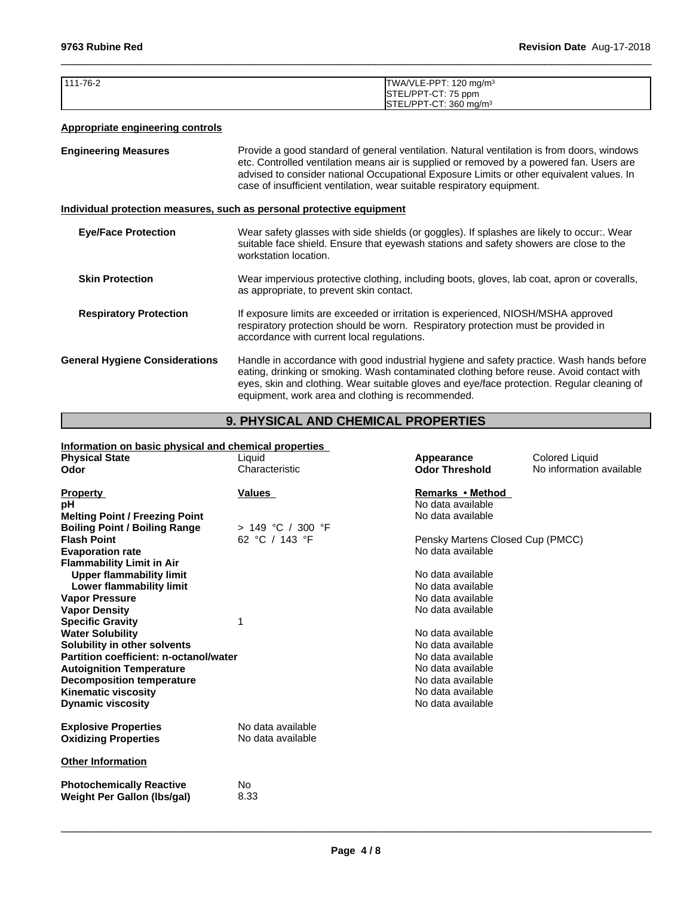| | |
|---|---|
| 111-76-2 | TWA/VLE-PPT: 120 mg/m³<br>STEL/PPT-CT: 75 ppm<br>STEL/PPT-CT: 360 mg/m³ |

**Appropriate engineering controls**

**Engineering Measures** Provide a good standard of general ventilation. Natural ventilation is from doors, windows etc. Controlled ventilation means air is supplied or removed by a powered fan. Users are advised to consider national Occupational Exposure Limits or other equivalent values. In case of insufficient ventilation, wear suitable respiratory equipment.

**Individual protection measures, such as personal protective equipment**

**Eye/Face Protection** Wear safety glasses with side shields (or goggles). If splashes are likely to occur:. Wear suitable face shield. Ensure that eyewash stations and safety showers are close to the workstation location.

**Skin Protection** Wear impervious protective clothing, including boots, gloves, lab coat, apron or coveralls, as appropriate, to prevent skin contact.

**Respiratory Protection** If exposure limits are exceeded or irritation is experienced, NIOSH/MSHA approved respiratory protection should be worn. Respiratory protection must be provided in accordance with current local regulations.

**General Hygiene Considerations** Handle in accordance with good industrial hygiene and safety practice. Wash hands before eating, drinking or smoking. Wash contaminated clothing before reuse. Avoid contact with eyes, skin and clothing. Wear suitable gloves and eye/face protection. Regular cleaning of equipment, work area and clothing is recommended.

## 9. PHYSICAL AND CHEMICAL PROPERTIES

**Information on basic physical and chemical properties**

| | | | |
|---|---|---|---|
| **Physical State** | Liquid | **Appearance** | Colored Liquid |
| **Odor** | Characteristic | **Odor Threshold** | No information available |

| **Property** | **Values** | **Remarks • Method** |
|---|---|---|
| **pH** | | No data available |
| **Melting Point / Freezing Point** | | No data available |
| **Boiling Point / Boiling Range** | > 149 °C / 300 °F | |
| **Flash Point** | 62 °C / 143 °F | Pensky Martens Closed Cup (PMCC) |
| **Evaporation rate** | | No data available |
| **Flammability Limit in Air** | | |
| **Upper flammability limit** | | No data available |
| **Lower flammability limit** | | No data available |
| **Vapor Pressure** | | No data available |
| **Vapor Density** | | No data available |
| **Specific Gravity** | 1 | |
| **Water Solubility** | | No data available |
| **Solubility in other solvents** | | No data available |
| **Partition coefficient: n-octanol/water** | | No data available |
| **Autoignition Temperature** | | No data available |
| **Decomposition temperature** | | No data available |
| **Kinematic viscosity** | | No data available |
| **Dynamic viscosity** | | No data available |
| **Explosive Properties** | No data available | |
| **Oxidizing Properties** | No data available | |

**Other Information**

| | |
|---|---|
| **Photochemically Reactive** | No |
| **Weight Per Gallon (lbs/gal)** | 8.33 |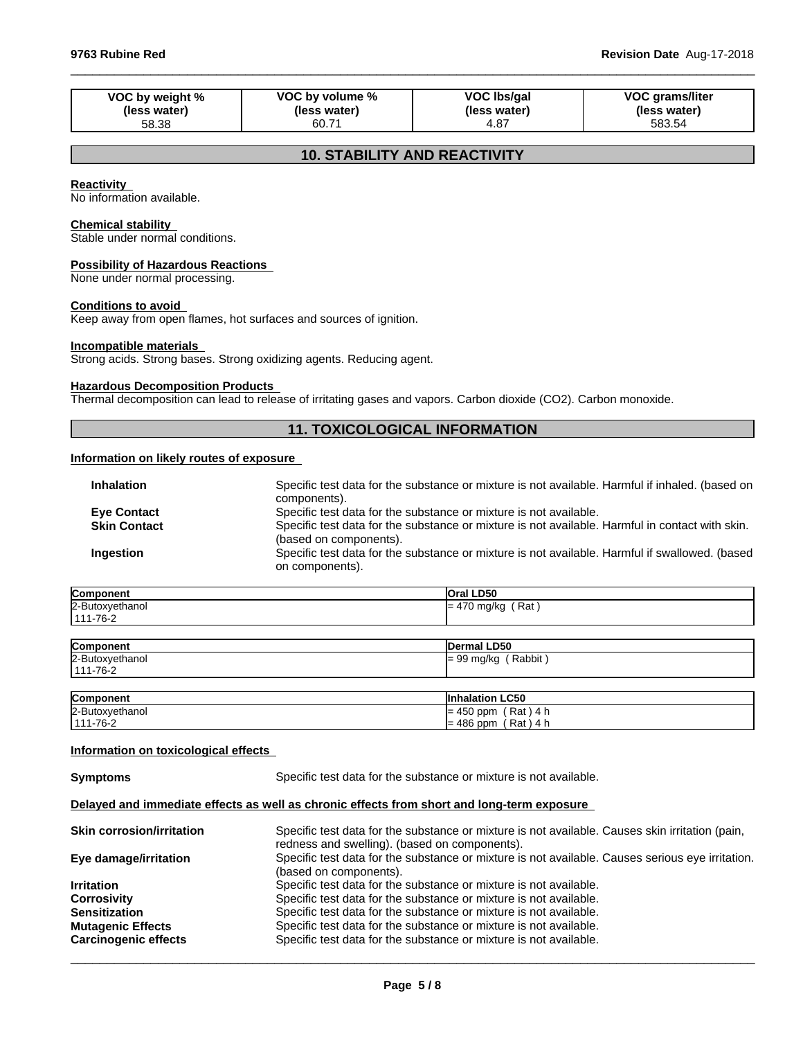| VOC by weight % (less water) | VOC by volume % (less water) | VOC lbs/gal (less water) | VOC grams/liter (less water) |
|---|---|---|---|
| 58.38 | 60.71 | 4.87 | 583.54 |

## 10. STABILITY AND REACTIVITY

**Reactivity**
No information available.

**Chemical stability**
Stable under normal conditions.

**Possibility of Hazardous Reactions**
None under normal processing.

**Conditions to avoid**
Keep away from open flames, hot surfaces and sources of ignition.

**Incompatible materials**
Strong acids. Strong bases. Strong oxidizing agents. Reducing agent.

**Hazardous Decomposition Products**
Thermal decomposition can lead to release of irritating gases and vapors. Carbon dioxide ($CO_2$). Carbon monoxide.

## 11. TOXICOLOGICAL INFORMATION

**Information on likely routes of exposure**

**Inhalation** Specific test data for the substance or mixture is not available. Harmful if inhaled. (based on components).

**Eye Contact** Specific test data for the substance or mixture is not available.

**Skin Contact** Specific test data for the substance or mixture is not available. Harmful in contact with skin. (based on components).

**Ingestion** Specific test data for the substance or mixture is not available. Harmful if swallowed. (based on components).

| Component | Oral LD50 |
|---|---|
| 2-Butoxyethanol 111-76-2 | = 470 mg/kg ( Rat ) |

| Component | Dermal LD50 |
|---|---|
| 2-Butoxyethanol 111-76-2 | = 99 mg/kg ( Rabbit ) |

| Component | Inhalation LC50 |
|---|---|
| 2-Butoxyethanol 111-76-2 | = 450 ppm ( Rat ) 4 h<br>= 486 ppm ( Rat ) 4 h |

**Information on toxicological effects**

**Symptoms** Specific test data for the substance or mixture is not available.

**Delayed and immediate effects as well as chronic effects from short and long-term exposure**

**Skin corrosion/irritation** Specific test data for the substance or mixture is not available. Causes skin irritation (pain, redness and swelling). (based on components).

**Eye damage/irritation** Specific test data for the substance or mixture is not available. Causes serious eye irritation. (based on components).

**Irritation** Specific test data for the substance or mixture is not available.

**Corrosivity** Specific test data for the substance or mixture is not available.

**Sensitization** Specific test data for the substance or mixture is not available.

**Mutagenic Effects** Specific test data for the substance or mixture is not available.

**Carcinogenic effects** Specific test data for the substance or mixture is not available.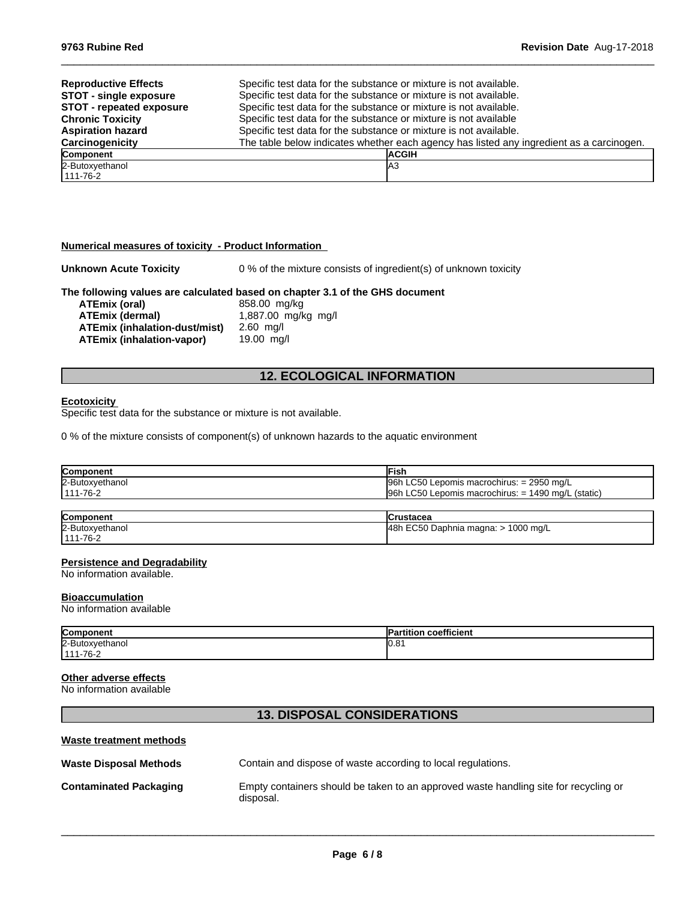| | |
|---|---|
| **Reproductive Effects** | Specific test data for the substance or mixture is not available. |
| **STOT - single exposure** | Specific test data for the substance or mixture is not available. |
| **STOT - repeated exposure** | Specific test data for the substance or mixture is not available. |
| **Chronic Toxicity** | Specific test data for the substance or mixture is not available |
| **Aspiration hazard** | Specific test data for the substance or mixture is not available. |
| **Carcinogenicity** | The table below indicates whether each agency has listed any ingredient as a carcinogen. |

| Component | ACGIH |
|---|---|
| 2-Butoxyethanol<br>111-76-2 | A3 |

**Numerical measures of toxicity - Product Information**

**Unknown Acute Toxicity** 0 % of the mixture consists of ingredient(s) of unknown toxicity

**The following values are calculated based on chapter 3.1 of the GHS document**

| | |
|---|---|
| **ATEmix (oral)** | 858.00 mg/kg |
| **ATEmix (dermal)** | 1,887.00 mg/kg mg/l |
| **ATEmix (inhalation-dust/mist)** | 2.60 mg/l |
| **ATEmix (inhalation-vapor)** | 19.00 mg/l |

## 12. ECOLOGICAL INFORMATION

**Ecotoxicity**

Specific test data for the substance or mixture is not available.

0 % of the mixture consists of component(s) of unknown hazards to the aquatic environment

| Component | Fish |
|---|---|
| 2-Butoxyethanol<br>111-76-2 | 96h LC50 Lepomis macrochirus: = 2950 mg/L<br>96h LC50 Lepomis macrochirus: = 1490 mg/L (static) |

| Component | Crustacea |
|---|---|
| 2-Butoxyethanol<br>111-76-2 | 48h EC50 Daphnia magna: > 1000 mg/L |

**Persistence and Degradability**

No information available.

**Bioaccumulation**

No information available

| Component | Partition coefficient |
|---|---|
| 2-Butoxyethanol<br>111-76-2 | 0.81 |

**Other adverse effects**

No information available

## 13. DISPOSAL CONSIDERATIONS

**Waste treatment methods**

| | |
|---|---|
| **Waste Disposal Methods** | Contain and dispose of waste according to local regulations. |
| **Contaminated Packaging** | Empty containers should be taken to an approved waste handling site for recycling or disposal. |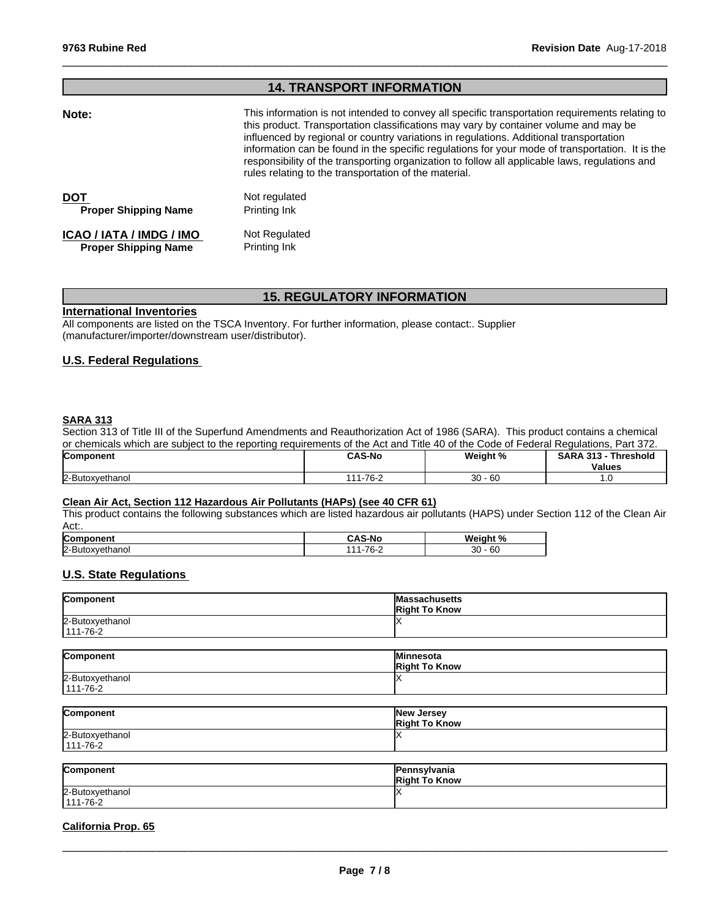## 14. TRANSPORT INFORMATION

**Note:** This information is not intended to convey all specific transportation requirements relating to this product. Transportation classifications may vary by container volume and may be influenced by regional or country variations in regulations. Additional transportation information can be found in the specific regulations for your mode of transportation. It is the responsibility of the transporting organization to follow all applicable laws, regulations and rules relating to the transportation of the material.

**DOT** Not regulated
**Proper Shipping Name** Printing Ink

**ICAO / IATA / IMDG / IMO** Not Regulated
**Proper Shipping Name** Printing Ink

## 15. REGULATORY INFORMATION

### International Inventories

All components are listed on the TSCA Inventory. For further information, please contact:. Supplier (manufacturer/importer/downstream user/distributor).

### U.S. Federal Regulations

**SARA 313**

Section 313 of Title III of the Superfund Amendments and Reauthorization Act of 1986 (SARA). This product contains a chemical or chemicals which are subject to the reporting requirements of the Act and Title 40 of the Code of Federal Regulations, Part 372.

| Component | CAS-No | Weight % | SARA 313 - Threshold Values |
|---|---|---|---|
| 2-Butoxyethanol | 111-76-2 | 30 - 60 | 1.0 |

**Clean Air Act, Section 112 Hazardous Air Pollutants (HAPs) (see 40 CFR 61)**

This product contains the following substances which are listed hazardous air pollutants (HAPS) under Section 112 of the Clean Air Act:.

| Component | CAS-No | Weight % |
|---|---|---|
| 2-Butoxyethanol | 111-76-2 | 30 - 60 |

### U.S. State Regulations

| Component | Massachusetts Right To Know |
|---|---|
| 2-Butoxyethanol 111-76-2 | X |

| Component | Minnesota Right To Know |
|---|---|
| 2-Butoxyethanol 111-76-2 | X |

| Component | New Jersey Right To Know |
|---|---|
| 2-Butoxyethanol 111-76-2 | X |

| Component | Pennsylvania Right To Know |
|---|---|
| 2-Butoxyethanol 111-76-2 | X |

**California Prop. 65**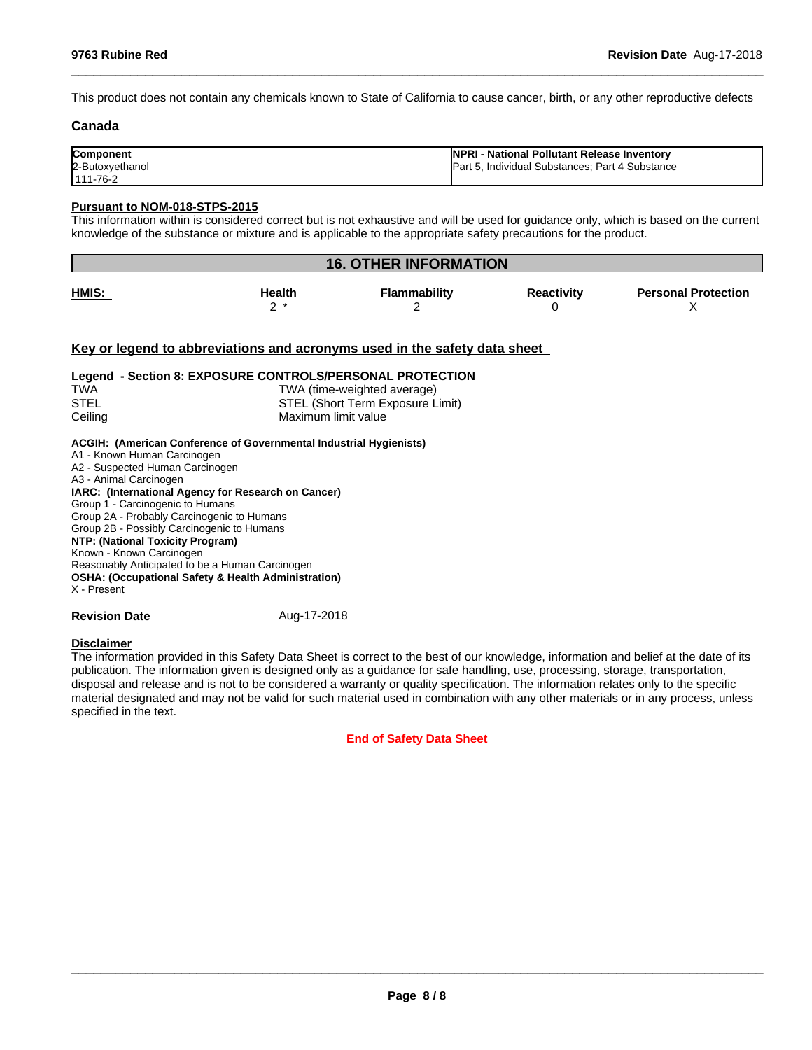This product does not contain any chemicals known to State of California to cause cancer, birth, or any other reproductive defects

## Canada

| Component | NPRI - National Pollutant Release Inventory |
|---|---|
| 2-Butoxyethanol<br>111-76-2 | Part 5, Individual Substances; Part 4 Substance |

**Pursuant to NOM-018-STPS-2015**

This information within is considered correct but is not exhaustive and will be used for guidance only, which is based on the current knowledge of the substance or mixture and is applicable to the appropriate safety precautions for the product.

## 16. OTHER INFORMATION

| HMIS: | Health | Flammability | Reactivity | Personal Protection |
|---|---|---|---|---|
| | 2 * | 2 | 0 | X |

### Key or legend to abbreviations and acronyms used in the safety data sheet

**Legend - Section 8: EXPOSURE CONTROLS/PERSONAL PROTECTION**

| | |
|---|---|
| TWA | TWA (time-weighted average) |
| STEL | STEL (Short Term Exposure Limit) |
| Ceiling | Maximum limit value |

**ACGIH: (American Conference of Governmental Industrial Hygienists)**
A1 - Known Human Carcinogen
A2 - Suspected Human Carcinogen
A3 - Animal Carcinogen
**IARC: (International Agency for Research on Cancer)**
Group 1 - Carcinogenic to Humans
Group 2A - Probably Carcinogenic to Humans
Group 2B - Possibly Carcinogenic to Humans
**NTP: (National Toxicity Program)**
Known - Known Carcinogen
Reasonably Anticipated to be a Human Carcinogen
**OSHA: (Occupational Safety & Health Administration)**
X - Present

**Revision Date** Aug-17-2018

**Disclaimer**

The information provided in this Safety Data Sheet is correct to the best of our knowledge, information and belief at the date of its publication. The information given is designed only as a guidance for safe handling, use, processing, storage, transportation, disposal and release and is not to be considered a warranty or quality specification. The information relates only to the specific material designated and may not be valid for such material used in combination with any other materials or in any process, unless specified in the text.

**End of Safety Data Sheet**